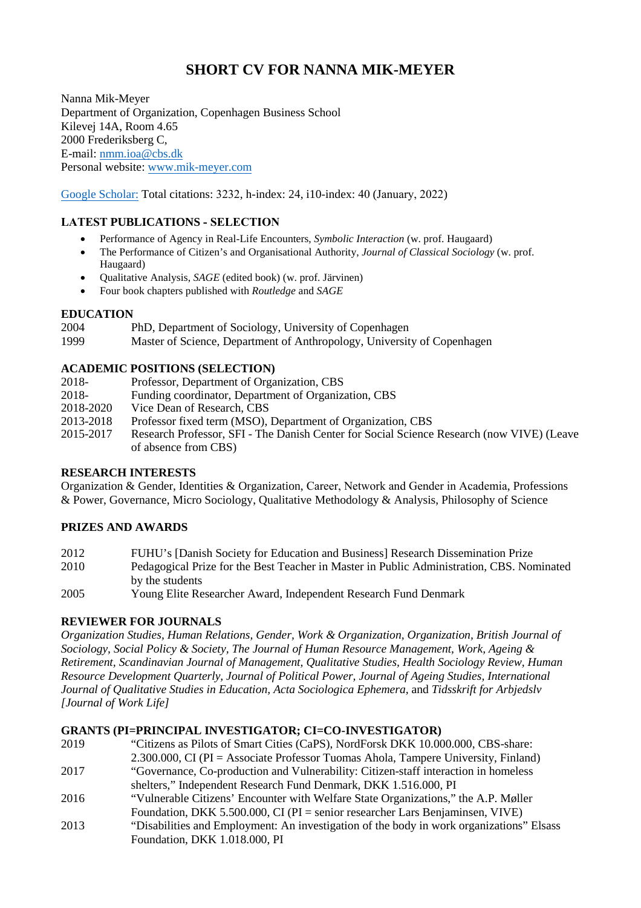# SHORT CV FOR NANNA MIK-MEYER

Nanna Mik-Meyer
Department of Organization, Copenhagen Business School
Kilevej 14A, Room 4.65
2000 Frederiksberg C,
E-mail: nmm.ioa@cbs.dk
Personal website: www.mik-meyer.com

Google Scholar: Total citations: 3232, h-index: 24, i10-index: 40 (January, 2022)

## LATEST PUBLICATIONS - SELECTION

- Performance of Agency in Real-Life Encounters, *Symbolic Interaction* (w. prof. Haugaard)
- The Performance of Citizen's and Organisational Authority, *Journal of Classical Sociology* (w. prof. Haugaard)
- Qualitative Analysis, *SAGE* (edited book) (w. prof. Järvinen)
- Four book chapters published with *Routledge* and *SAGE*

## EDUCATION

| | |
|---|---|
| 2004 | PhD, Department of Sociology, University of Copenhagen |
| 1999 | Master of Science, Department of Anthropology, University of Copenhagen |

## ACADEMIC POSITIONS (SELECTION)

| | |
|---|---|
| 2018- | Professor, Department of Organization, CBS |
| 2018- | Funding coordinator, Department of Organization, CBS |
| 2018-2020 | Vice Dean of Research, CBS |
| 2013-2018 | Professor fixed term (MSO), Department of Organization, CBS |
| 2015-2017 | Research Professor, SFI - The Danish Center for Social Science Research (now VIVE) (Leave of absence from CBS) |

## RESEARCH INTERESTS

Organization & Gender, Identities & Organization, Career, Network and Gender in Academia, Professions & Power, Governance, Micro Sociology, Qualitative Methodology & Analysis, Philosophy of Science

## PRIZES AND AWARDS

| | |
|---|---|
| 2012 | FUHU's [Danish Society for Education and Business] Research Dissemination Prize |
| 2010 | Pedagogical Prize for the Best Teacher in Master in Public Administration, CBS. Nominated by the students |
| 2005 | Young Elite Researcher Award, Independent Research Fund Denmark |

## REVIEWER FOR JOURNALS

*Organization Studies, Human Relations, Gender, Work & Organization, Organization, British Journal of Sociology, Social Policy & Society, The Journal of Human Resource Management, Work, Ageing & Retirement, Scandinavian Journal of Management, Qualitative Studies, Health Sociology Review, Human Resource Development Quarterly, Journal of Political Power, Journal of Ageing Studies, International Journal of Qualitative Studies in Education, Acta Sociologica Ephemera,* and *Tidsskrift for Arbejdsliv [Journal of Work Life]*

## GRANTS (PI=PRINCIPAL INVESTIGATOR; CI=CO-INVESTIGATOR)

| | |
|---|---|
| 2019 | "Citizens as Pilots of Smart Cities (CaPS), NordForsk DKK 10.000.000, CBS-share: 2.300.000, CI (PI = Associate Professor Tuomas Ahola, Tampere University, Finland) |
| 2017 | "Governance, Co-production and Vulnerability: Citizen-staff interaction in homeless shelters," Independent Research Fund Denmark, DKK 1.516.000, PI |
| 2016 | "Vulnerable Citizens' Encounter with Welfare State Organizations," the A.P. Møller Foundation, DKK 5.500.000, CI (PI = senior researcher Lars Benjaminsen, VIVE) |
| 2013 | "Disabilities and Employment: An investigation of the body in work organizations" Elsass Foundation, DKK 1.018.000, PI |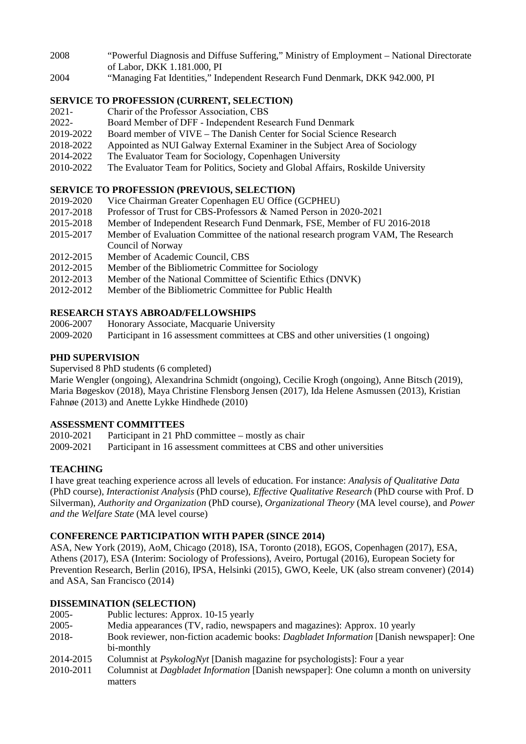| | |
|---|---|
| 2008 | "Powerful Diagnosis and Diffuse Suffering," Ministry of Employment – National Directorate of Labor, DKK 1.181.000, PI |
| 2004 | "Managing Fat Identities," Independent Research Fund Denmark, DKK 942.000, PI |

**SERVICE TO PROFESSION (CURRENT, SELECTION)**

| | |
|---|---|
| 2021- | Charir of the Professor Association, CBS |
| 2022- | Board Member of DFF - Independent Research Fund Denmark |
| 2019-2022 | Board member of VIVE – The Danish Center for Social Science Research |
| 2018-2022 | Appointed as NUI Galway External Examiner in the Subject Area of Sociology |
| 2014-2022 | The Evaluator Team for Sociology, Copenhagen University |
| 2010-2022 | The Evaluator Team for Politics, Society and Global Affairs, Roskilde University |

**SERVICE TO PROFESSION (PREVIOUS, SELECTION)**

| | |
|---|---|
| 2019-2020 | Vice Chairman Greater Copenhagen EU Office (GCPHEU) |
| 2017-2018 | Professor of Trust for CBS-Professors & Named Person in 2020-2021 |
| 2015-2018 | Member of Independent Research Fund Denmark, FSE, Member of FU 2016-2018 |
| 2015-2017 | Member of Evaluation Committee of the national research program VAM, The Research Council of Norway |
| 2012-2015 | Member of Academic Council, CBS |
| 2012-2015 | Member of the Bibliometric Committee for Sociology |
| 2012-2013 | Member of the National Committee of Scientific Ethics (DNVK) |
| 2012-2012 | Member of the Bibliometric Committee for Public Health |

**RESEARCH STAYS ABROAD/FELLOWSHIPS**

| | |
|---|---|
| 2006-2007 | Honorary Associate, Macquarie University |
| 2009-2020 | Participant in 16 assessment committees at CBS and other universities (1 ongoing) |

**PHD SUPERVISION**

Supervised 8 PhD students (6 completed)
Marie Wengler (ongoing), Alexandrina Schmidt (ongoing), Cecilie Krogh (ongoing), Anne Bitsch (2019), Maria Bøgeskov (2018), Maya Christine Flensborg Jensen (2017), Ida Helene Asmussen (2013), Kristian Fahnøe (2013) and Anette Lykke Hindhede (2010)

**ASSESSMENT COMMITTEES**

| | |
|---|---|
| 2010-2021 | Participant in 21 PhD committee – mostly as chair |
| 2009-2021 | Participant in 16 assessment committees at CBS and other universities |

**TEACHING**

I have great teaching experience across all levels of education. For instance: *Analysis of Qualitative Data* (PhD course), *Interactionist Analysis* (PhD course), *Effective Qualitative Research* (PhD course with Prof. D Silverman), *Authority and Organization* (PhD course), *Organizational Theory* (MA level course), and *Power and the Welfare State* (MA level course)

**CONFERENCE PARTICIPATION WITH PAPER (SINCE 2014)**

ASA, New York (2019), AoM, Chicago (2018), ISA, Toronto (2018), EGOS, Copenhagen (2017), ESA, Athens (2017), ESA (Interim: Sociology of Professions), Aveiro, Portugal (2016), European Society for Prevention Research, Berlin (2016), IPSA, Helsinki (2015), GWO, Keele, UK (also stream convener) (2014) and ASA, San Francisco (2014)

**DISSEMINATION (SELECTION)**

| | |
|---|---|
| 2005- | Public lectures: Approx. 10-15 yearly |
| 2005- | Media appearances (TV, radio, newspapers and magazines): Approx. 10 yearly |
| 2018- | Book reviewer, non-fiction academic books: *Dagbladet Information* [Danish newspaper]: One bi-monthly |
| 2014-2015 | Columnist at *PsykologNyt* [Danish magazine for psychologists]: Four a year |
| 2010-2011 | Columnist at *Dagbladet Information* [Danish newspaper]: One column a month on university matters |